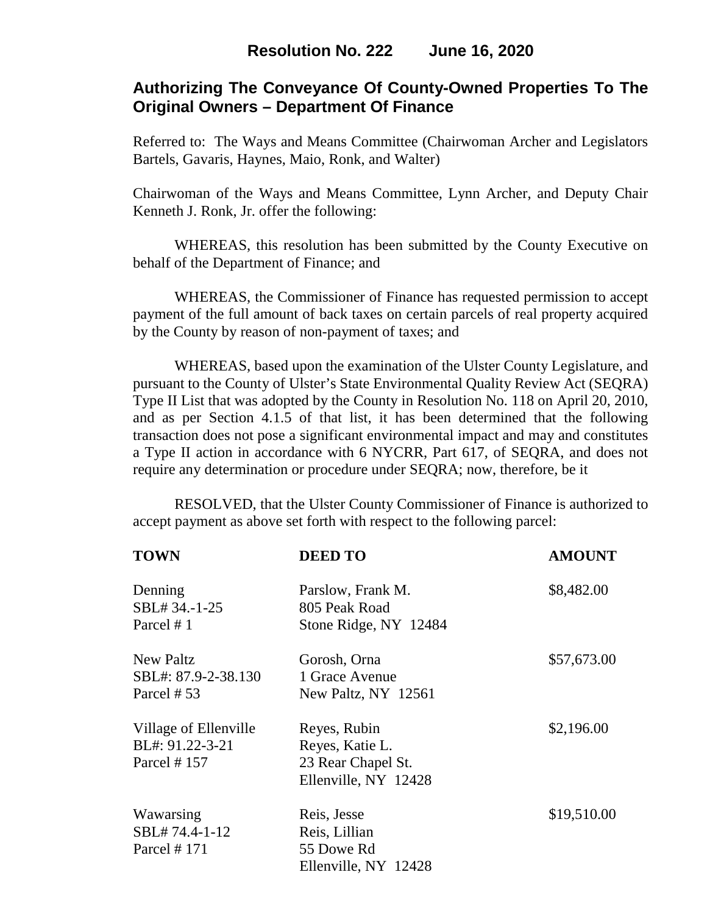**Resolution No. 222 June 16, 2020**

## Authorizing The Conveyance Of County-Owned Properties To The Original Owners – Department Of Finance

Referred to: The Ways and Means Committee (Chairwoman Archer and Legislators Bartels, Gavaris, Haynes, Maio, Ronk, and Walter)

Chairwoman of the Ways and Means Committee, Lynn Archer, and Deputy Chair Kenneth J. Ronk, Jr. offer the following:

WHEREAS, this resolution has been submitted by the County Executive on behalf of the Department of Finance; and

WHEREAS, the Commissioner of Finance has requested permission to accept payment of the full amount of back taxes on certain parcels of real property acquired by the County by reason of non-payment of taxes; and

WHEREAS, based upon the examination of the Ulster County Legislature, and pursuant to the County of Ulster's State Environmental Quality Review Act (SEQRA) Type II List that was adopted by the County in Resolution No. 118 on April 20, 2010, and as per Section 4.1.5 of that list, it has been determined that the following transaction does not pose a significant environmental impact and may and constitutes a Type II action in accordance with 6 NYCRR, Part 617, of SEQRA, and does not require any determination or procedure under SEQRA; now, therefore, be it

RESOLVED, that the Ulster County Commissioner of Finance is authorized to accept payment as above set forth with respect to the following parcel:

| TOWN | DEED TO | AMOUNT |
|---|---|---|
| Denning<br>SBL# 34.-1-25<br>Parcel # 1 | Parslow, Frank M.<br>805 Peak Road<br>Stone Ridge, NY 12484 | $8,482.00 |
| New Paltz<br>SBL#: 87.9-2-38.130<br>Parcel # 53 | Gorosh, Orna<br>1 Grace Avenue<br>New Paltz, NY 12561 | $57,673.00 |
| Village of Ellenville<br>BL#: 91.22-3-21<br>Parcel # 157 | Reyes, Rubin<br>Reyes, Katie L.<br>23 Rear Chapel St.<br>Ellenville, NY 12428 | $2,196.00 |
| Wawarsing<br>SBL# 74.4-1-12<br>Parcel # 171 | Reis, Jesse<br>Reis, Lillian<br>55 Dowe Rd<br>Ellenville, NY 12428 | $19,510.00 |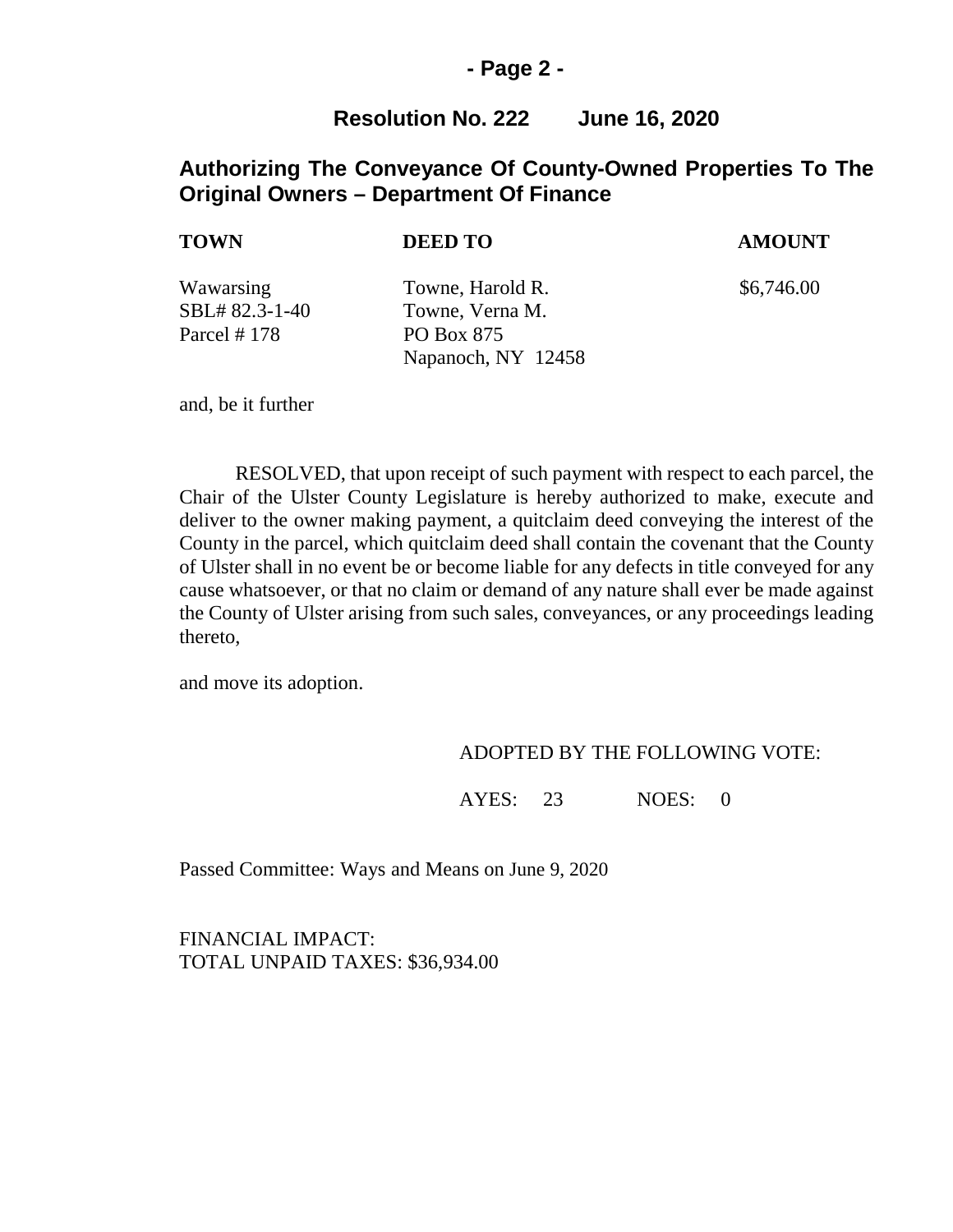## Resolution No. 222 June 16, 2020

## Authorizing The Conveyance Of County-Owned Properties To The Original Owners – Department Of Finance

| TOWN | DEED TO | AMOUNT |
|---|---|---|
| Wawarsing<br>SBL# 82.3-1-40<br>Parcel # 178 | Towne, Harold R.<br>Towne, Verna M.<br>PO Box 875<br>Napanoch, NY 12458 | $6,746.00 |

and, be it further

RESOLVED, that upon receipt of such payment with respect to each parcel, the Chair of the Ulster County Legislature is hereby authorized to make, execute and deliver to the owner making payment, a quitclaim deed conveying the interest of the County in the parcel, which quitclaim deed shall contain the covenant that the County of Ulster shall in no event be or become liable for any defects in title conveyed for any cause whatsoever, or that no claim or demand of any nature shall ever be made against the County of Ulster arising from such sales, conveyances, or any proceedings leading thereto,

and move its adoption.

ADOPTED BY THE FOLLOWING VOTE:

AYES: 23 NOES: 0

Passed Committee: Ways and Means on June 9, 2020

FINANCIAL IMPACT:
TOTAL UNPAID TAXES: $36,934.00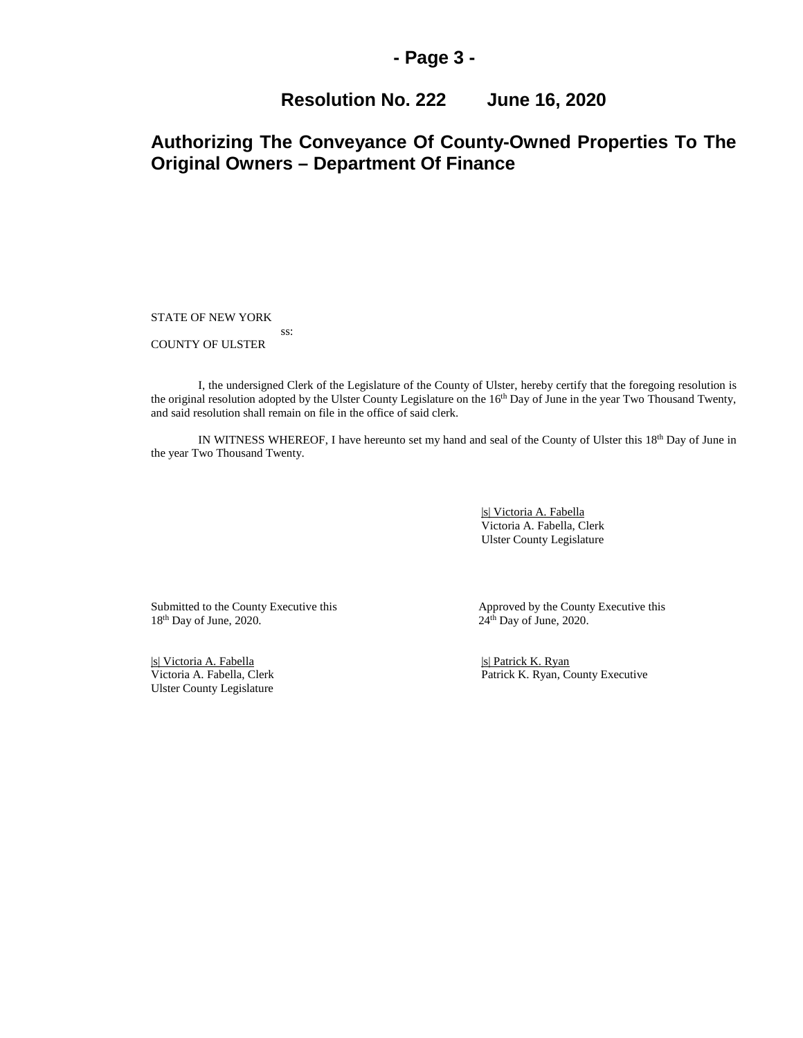## Resolution No. 222 June 16, 2020

## Authorizing The Conveyance Of County-Owned Properties To The Original Owners – Department Of Finance

STATE OF NEW YORK
ss:
COUNTY OF ULSTER

I, the undersigned Clerk of the Legislature of the County of Ulster, hereby certify that the foregoing resolution is the original resolution adopted by the Ulster County Legislature on the 16th Day of June in the year Two Thousand Twenty, and said resolution shall remain on file in the office of said clerk.

IN WITNESS WHEREOF, I have hereunto set my hand and seal of the County of Ulster this 18th Day of June in the year Two Thousand Twenty.

|s| Victoria A. Fabella
Victoria A. Fabella, Clerk
Ulster County Legislature

Submitted to the County Executive this
18th Day of June, 2020.

|s| Victoria A. Fabella
Victoria A. Fabella, Clerk
Ulster County Legislature

Approved by the County Executive this
24th Day of June, 2020.

|s| Patrick K. Ryan
Patrick K. Ryan, County Executive